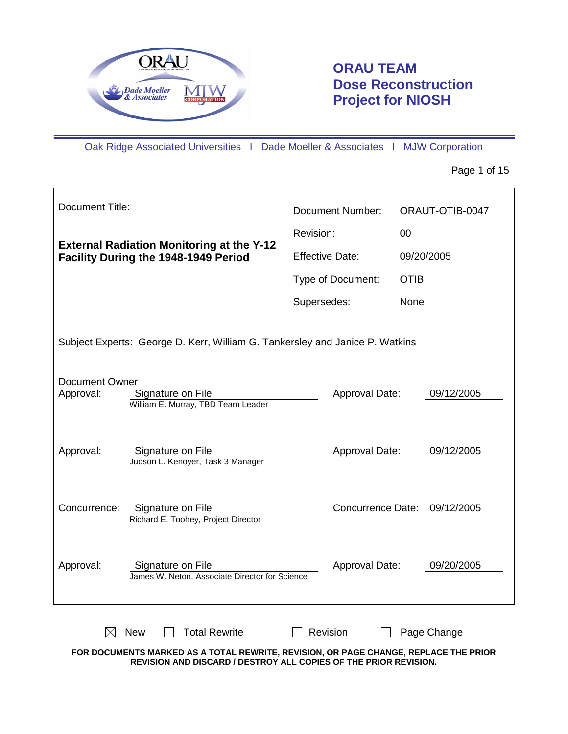# ORAU TEAM
## Dose Reconstruction Project for NIOSH

Oak Ridge Associated Universities I Dade Moeller & Associates I MJW Corporation

| Document Title: | Document Number: | ORAUT-OTIB-0047 |
|---|---|---|
| **External Radiation Monitoring at the Y-12 Facility During the 1948-1949 Period** | Revision: | 00 |
| | Effective Date: | 09/20/2005 |
| | Type of Document: | OTIB |
| | Supersedes: | None |

Subject Experts: George D. Kerr, William G. Tankersley and Janice P. Watkins

| | | | |
|---|---|---|---|
| Document Owner Approval: | Signature on File<br>William E. Murray, TBD Team Leader | Approval Date: | 09/12/2005 |
| Approval: | Signature on File<br>Judson L. Kenoyer, Task 3 Manager | Approval Date: | 09/12/2005 |
| Concurrence: | Signature on File<br>Richard E. Toohey, Project Director | Concurrence Date: | 09/12/2005 |
| Approval: | Signature on File<br>James W. Neton, Associate Director for Science | Approval Date: | 09/20/2005 |

☒ New ☐ Total Rewrite ☐ Revision ☐ Page Change

**FOR DOCUMENTS MARKED AS A TOTAL REWRITE, REVISION, OR PAGE CHANGE, REPLACE THE PRIOR REVISION AND DISCARD / DESTROY ALL COPIES OF THE PRIOR REVISION.**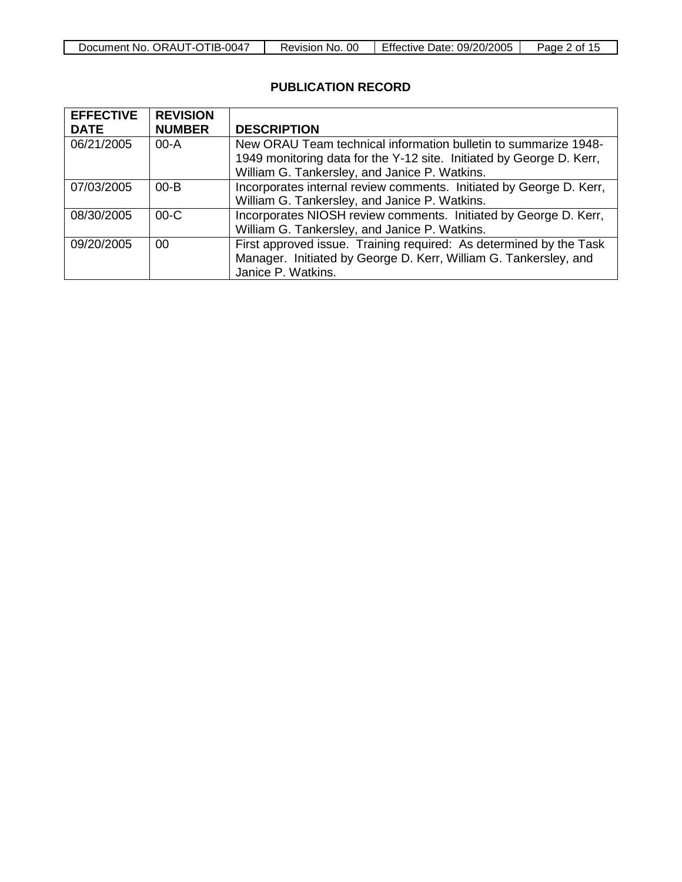## PUBLICATION RECORD

| EFFECTIVE DATE | REVISION NUMBER | DESCRIPTION |
|---|---|---|
| 06/21/2005 | 00-A | New ORAU Team technical information bulletin to summarize 1948-1949 monitoring data for the Y-12 site. Initiated by George D. Kerr, William G. Tankersley, and Janice P. Watkins. |
| 07/03/2005 | 00-B | Incorporates internal review comments. Initiated by George D. Kerr, William G. Tankersley, and Janice P. Watkins. |
| 08/30/2005 | 00-C | Incorporates NIOSH review comments. Initiated by George D. Kerr, William G. Tankersley, and Janice P. Watkins. |
| 09/20/2005 | 00 | First approved issue. Training required: As determined by the Task Manager. Initiated by George D. Kerr, William G. Tankersley, and Janice P. Watkins. |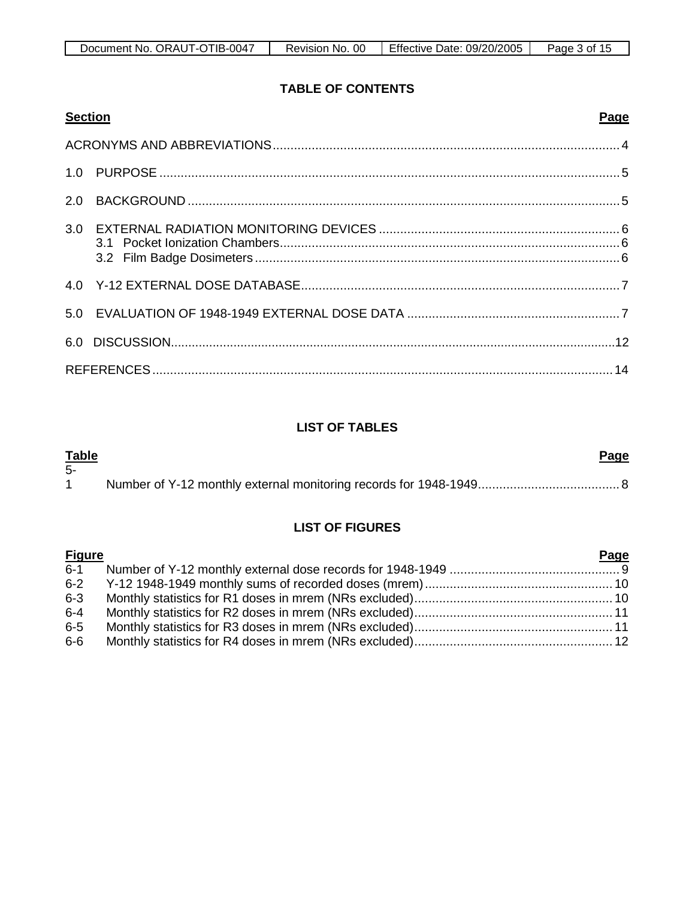**TABLE OF CONTENTS**

| Section | Page |
|---|---|
| ACRONYMS AND ABBREVIATIONS | 4 |
| 1.0 PURPOSE | 5 |
| 2.0 BACKGROUND | 5 |
| 3.0 EXTERNAL RADIATION MONITORING DEVICES | 6 |
| 3.1 Pocket Ionization Chambers | 6 |
| 3.2 Film Badge Dosimeters | 6 |
| 4.0 Y-12 EXTERNAL DOSE DATABASE | 7 |
| 5.0 EVALUATION OF 1948-1949 EXTERNAL DOSE DATA | 7 |
| 6.0 DISCUSSION | 12 |
| REFERENCES | 14 |

**LIST OF TABLES**

| Table | | Page |
|---|---|---|
| 5-1 | Number of Y-12 monthly external monitoring records for 1948-1949 | 8 |

**LIST OF FIGURES**

| Figure | | Page |
|---|---|---|
| 6-1 | Number of Y-12 monthly external dose records for 1948-1949 | 9 |
| 6-2 | Y-12 1948-1949 monthly sums of recorded doses (mrem) | 10 |
| 6-3 | Monthly statistics for R1 doses in mrem (NRs excluded) | 10 |
| 6-4 | Monthly statistics for R2 doses in mrem (NRs excluded) | 11 |
| 6-5 | Monthly statistics for R3 doses in mrem (NRs excluded) | 11 |
| 6-6 | Monthly statistics for R4 doses in mrem (NRs excluded) | 12 |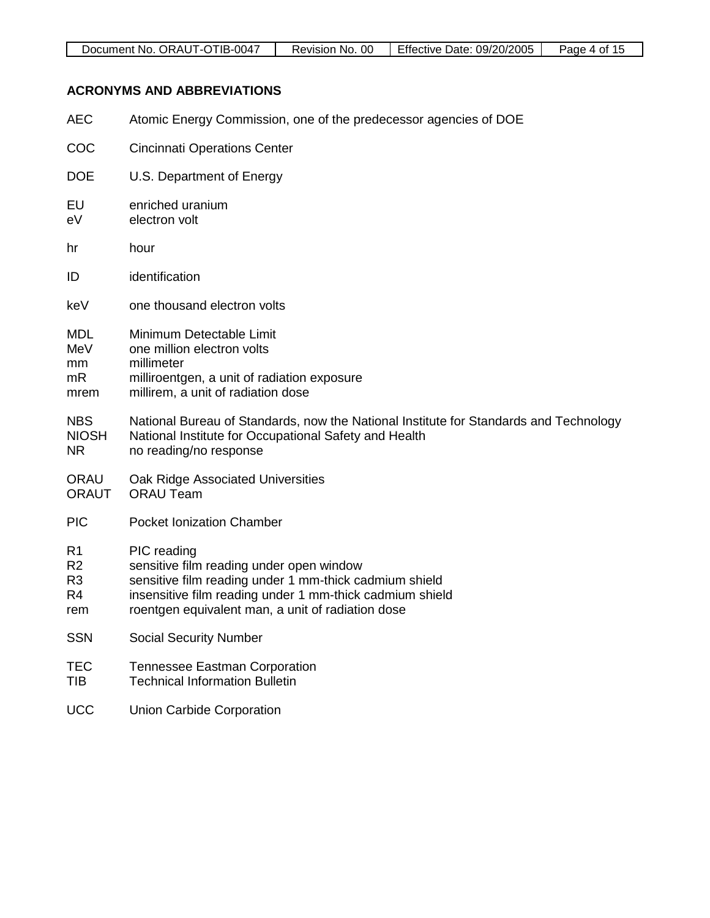## ACRONYMS AND ABBREVIATIONS

| | |
|---|---|
| AEC | Atomic Energy Commission, one of the predecessor agencies of DOE |
| COC | Cincinnati Operations Center |
| DOE | U.S. Department of Energy |
| EU | enriched uranium |
| eV | electron volt |
| hr | hour |
| ID | identification |
| keV | one thousand electron volts |
| MDL | Minimum Detectable Limit |
| MeV | one million electron volts |
| mm | millimeter |
| mR | milliroentgen, a unit of radiation exposure |
| mrem | millirem, a unit of radiation dose |
| NBS | National Bureau of Standards, now the National Institute for Standards and Technology |
| NIOSH | National Institute for Occupational Safety and Health |
| NR | no reading/no response |
| ORAU | Oak Ridge Associated Universities |
| ORAUT | ORAU Team |
| PIC | Pocket Ionization Chamber |
| R1 | PIC reading |
| R2 | sensitive film reading under open window |
| R3 | sensitive film reading under 1 mm-thick cadmium shield |
| R4 | insensitive film reading under 1 mm-thick cadmium shield |
| rem | roentgen equivalent man, a unit of radiation dose |
| SSN | Social Security Number |
| TEC | Tennessee Eastman Corporation |
| TIB | Technical Information Bulletin |
| UCC | Union Carbide Corporation |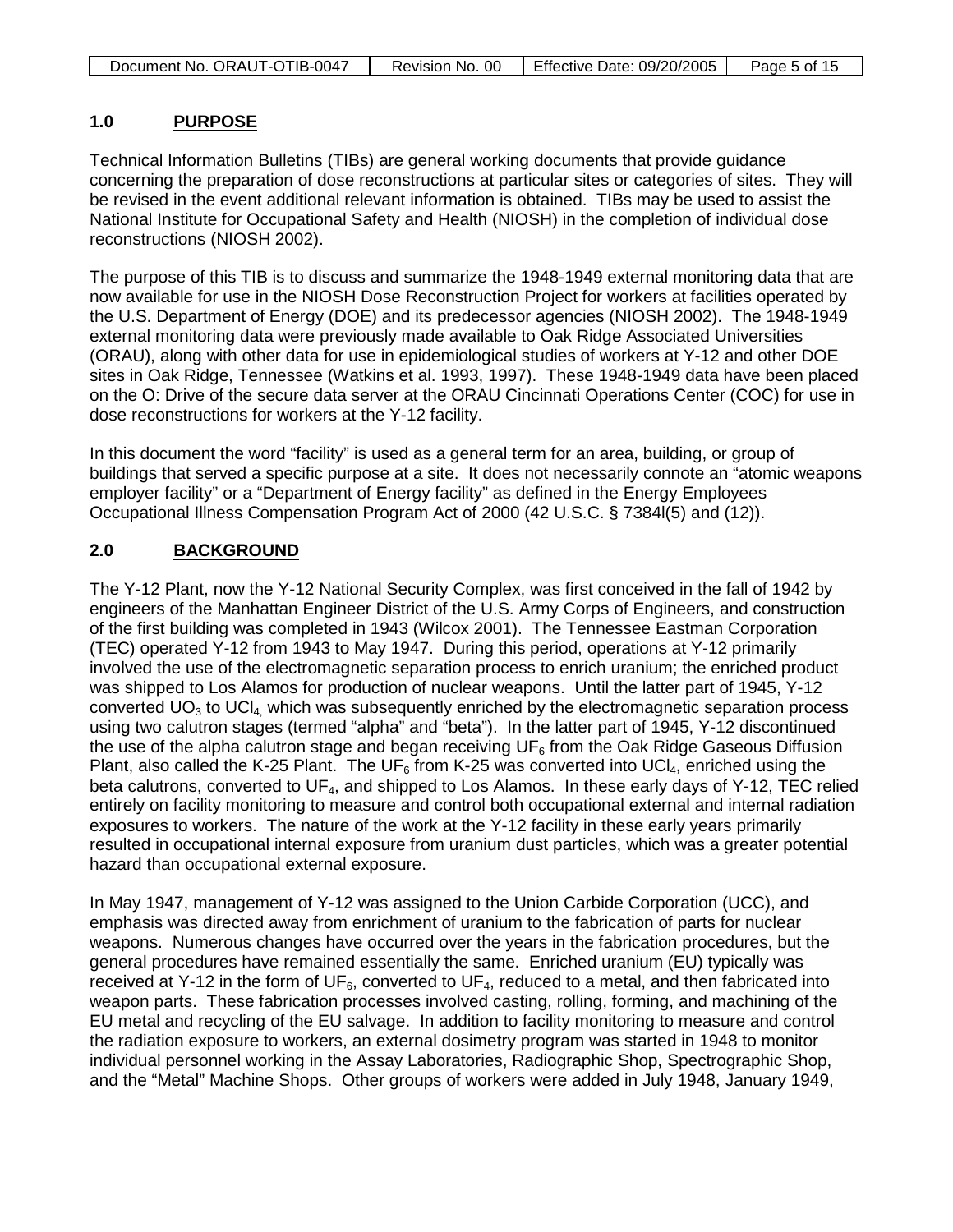## 1.0 PURPOSE

Technical Information Bulletins (TIBs) are general working documents that provide guidance concerning the preparation of dose reconstructions at particular sites or categories of sites. They will be revised in the event additional relevant information is obtained. TIBs may be used to assist the National Institute for Occupational Safety and Health (NIOSH) in the completion of individual dose reconstructions (NIOSH 2002).

The purpose of this TIB is to discuss and summarize the 1948-1949 external monitoring data that are now available for use in the NIOSH Dose Reconstruction Project for workers at facilities operated by the U.S. Department of Energy (DOE) and its predecessor agencies (NIOSH 2002). The 1948-1949 external monitoring data were previously made available to Oak Ridge Associated Universities (ORAU), along with other data for use in epidemiological studies of workers at Y-12 and other DOE sites in Oak Ridge, Tennessee (Watkins et al. 1993, 1997). These 1948-1949 data have been placed on the O: Drive of the secure data server at the ORAU Cincinnati Operations Center (COC) for use in dose reconstructions for workers at the Y-12 facility.

In this document the word "facility" is used as a general term for an area, building, or group of buildings that served a specific purpose at a site. It does not necessarily connote an "atomic weapons employer facility" or a "Department of Energy facility" as defined in the Energy Employees Occupational Illness Compensation Program Act of 2000 (42 U.S.C. § 7384l(5) and (12)).

## 2.0 BACKGROUND

The Y-12 Plant, now the Y-12 National Security Complex, was first conceived in the fall of 1942 by engineers of the Manhattan Engineer District of the U.S. Army Corps of Engineers, and construction of the first building was completed in 1943 (Wilcox 2001). The Tennessee Eastman Corporation (TEC) operated Y-12 from 1943 to May 1947. During this period, operations at Y-12 primarily involved the use of the electromagnetic separation process to enrich uranium; the enriched product was shipped to Los Alamos for production of nuclear weapons. Until the latter part of 1945, Y-12 converted $UO_3$ to $UCl_4$, which was subsequently enriched by the electromagnetic separation process using two calutron stages (termed "alpha" and "beta"). In the latter part of 1945, Y-12 discontinued the use of the alpha calutron stage and began receiving $UF_6$ from the Oak Ridge Gaseous Diffusion Plant, also called the K-25 Plant. The $UF_6$ from K-25 was converted into $UCl_4$, enriched using the beta calutrons, converted to $UF_4$, and shipped to Los Alamos. In these early days of Y-12, TEC relied entirely on facility monitoring to measure and control both occupational external and internal radiation exposures to workers. The nature of the work at the Y-12 facility in these early years primarily resulted in occupational internal exposure from uranium dust particles, which was a greater potential hazard than occupational external exposure.

In May 1947, management of Y-12 was assigned to the Union Carbide Corporation (UCC), and emphasis was directed away from enrichment of uranium to the fabrication of parts for nuclear weapons. Numerous changes have occurred over the years in the fabrication procedures, but the general procedures have remained essentially the same. Enriched uranium (EU) typically was received at Y-12 in the form of $UF_6$, converted to $UF_4$, reduced to a metal, and then fabricated into weapon parts. These fabrication processes involved casting, rolling, forming, and machining of the EU metal and recycling of the EU salvage. In addition to facility monitoring to measure and control the radiation exposure to workers, an external dosimetry program was started in 1948 to monitor individual personnel working in the Assay Laboratories, Radiographic Shop, Spectrographic Shop, and the "Metal" Machine Shops. Other groups of workers were added in July 1948, January 1949,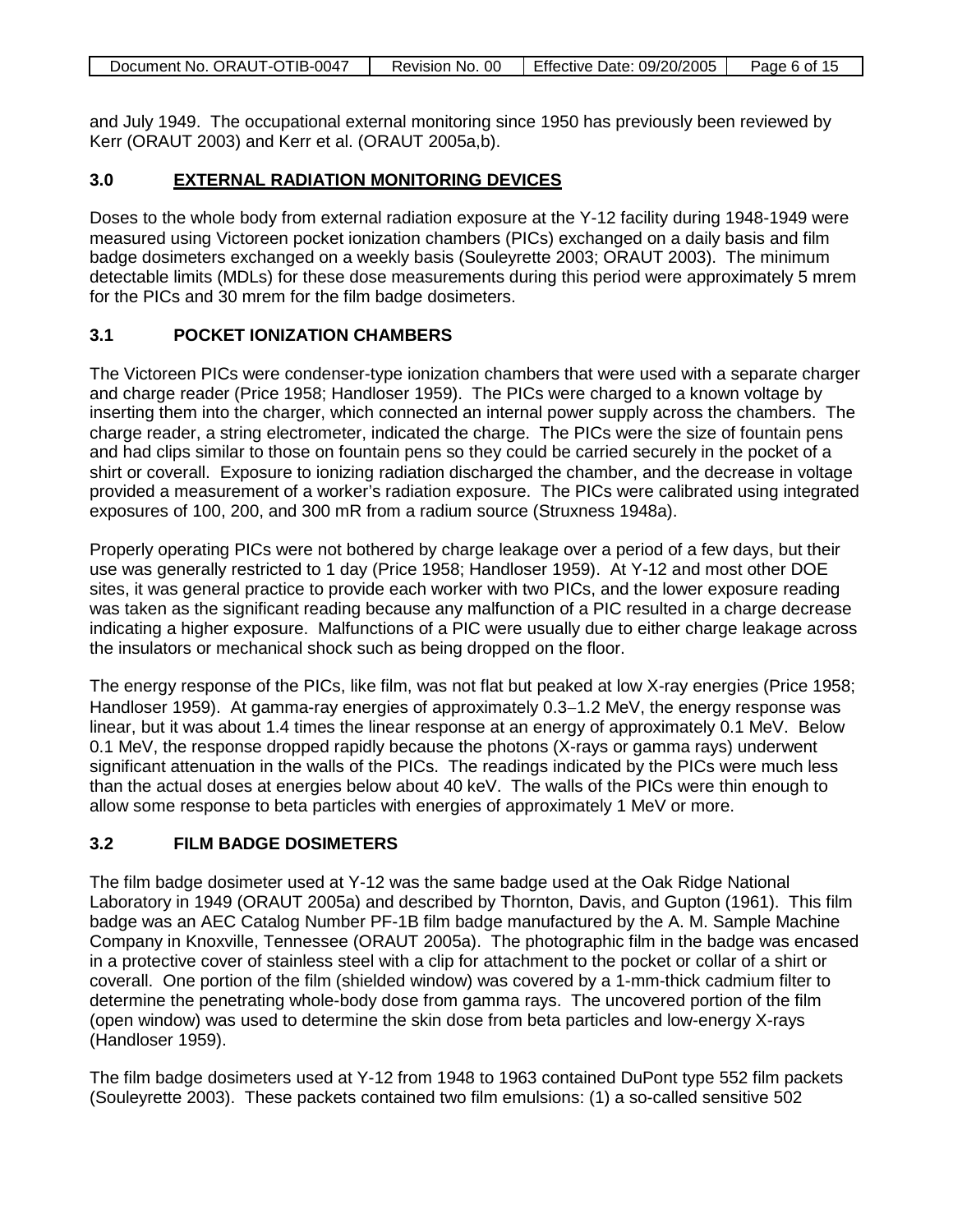and July 1949. The occupational external monitoring since 1950 has previously been reviewed by Kerr (ORAUT 2003) and Kerr et al. (ORAUT 2005a,b).

## 3.0 EXTERNAL RADIATION MONITORING DEVICES

Doses to the whole body from external radiation exposure at the Y-12 facility during 1948-1949 were measured using Victoreen pocket ionization chambers (PICs) exchanged on a daily basis and film badge dosimeters exchanged on a weekly basis (Souleyrette 2003; ORAUT 2003). The minimum detectable limits (MDLs) for these dose measurements during this period were approximately 5 mrem for the PICs and 30 mrem for the film badge dosimeters.

### 3.1 POCKET IONIZATION CHAMBERS

The Victoreen PICs were condenser-type ionization chambers that were used with a separate charger and charge reader (Price 1958; Handloser 1959). The PICs were charged to a known voltage by inserting them into the charger, which connected an internal power supply across the chambers. The charge reader, a string electrometer, indicated the charge. The PICs were the size of fountain pens and had clips similar to those on fountain pens so they could be carried securely in the pocket of a shirt or coverall. Exposure to ionizing radiation discharged the chamber, and the decrease in voltage provided a measurement of a worker's radiation exposure. The PICs were calibrated using integrated exposures of 100, 200, and 300 mR from a radium source (Struxness 1948a).

Properly operating PICs were not bothered by charge leakage over a period of a few days, but their use was generally restricted to 1 day (Price 1958; Handloser 1959). At Y-12 and most other DOE sites, it was general practice to provide each worker with two PICs, and the lower exposure reading was taken as the significant reading because any malfunction of a PIC resulted in a charge decrease indicating a higher exposure. Malfunctions of a PIC were usually due to either charge leakage across the insulators or mechanical shock such as being dropped on the floor.

The energy response of the PICs, like film, was not flat but peaked at low X-ray energies (Price 1958; Handloser 1959). At gamma-ray energies of approximately 0.3–1.2 MeV, the energy response was linear, but it was about 1.4 times the linear response at an energy of approximately 0.1 MeV. Below 0.1 MeV, the response dropped rapidly because the photons (X-rays or gamma rays) underwent significant attenuation in the walls of the PICs. The readings indicated by the PICs were much less than the actual doses at energies below about 40 keV. The walls of the PICs were thin enough to allow some response to beta particles with energies of approximately 1 MeV or more.

### 3.2 FILM BADGE DOSIMETERS

The film badge dosimeter used at Y-12 was the same badge used at the Oak Ridge National Laboratory in 1949 (ORAUT 2005a) and described by Thornton, Davis, and Gupton (1961). This film badge was an AEC Catalog Number PF-1B film badge manufactured by the A. M. Sample Machine Company in Knoxville, Tennessee (ORAUT 2005a). The photographic film in the badge was encased in a protective cover of stainless steel with a clip for attachment to the pocket or collar of a shirt or coverall. One portion of the film (shielded window) was covered by a 1-mm-thick cadmium filter to determine the penetrating whole-body dose from gamma rays. The uncovered portion of the film (open window) was used to determine the skin dose from beta particles and low-energy X-rays (Handloser 1959).

The film badge dosimeters used at Y-12 from 1948 to 1963 contained DuPont type 552 film packets (Souleyrette 2003). These packets contained two film emulsions: (1) a so-called sensitive 502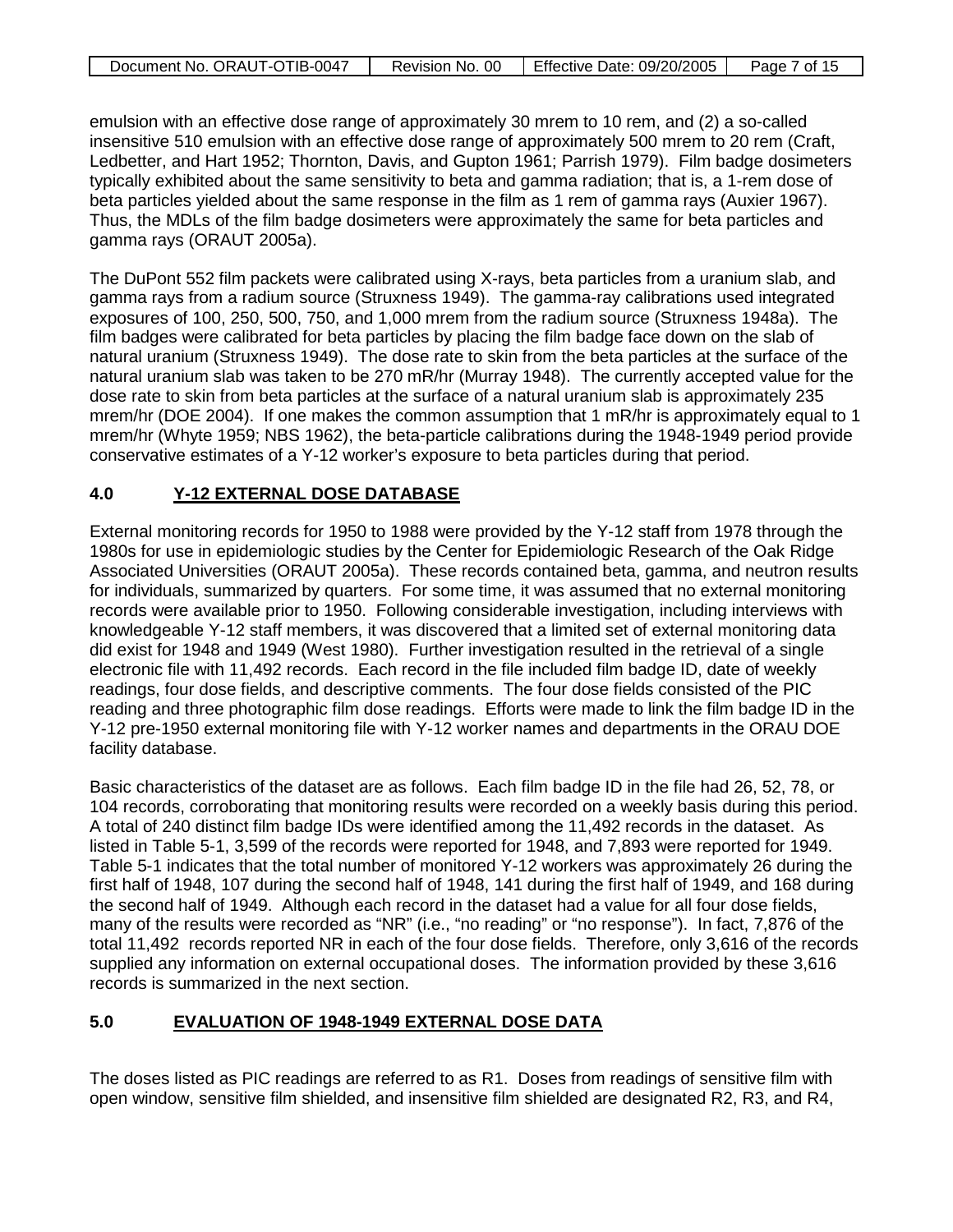emulsion with an effective dose range of approximately 30 mrem to 10 rem, and (2) a so-called insensitive 510 emulsion with an effective dose range of approximately 500 mrem to 20 rem (Craft, Ledbetter, and Hart 1952; Thornton, Davis, and Gupton 1961; Parrish 1979). Film badge dosimeters typically exhibited about the same sensitivity to beta and gamma radiation; that is, a 1-rem dose of beta particles yielded about the same response in the film as 1 rem of gamma rays (Auxier 1967). Thus, the MDLs of the film badge dosimeters were approximately the same for beta particles and gamma rays (ORAUT 2005a).

The DuPont 552 film packets were calibrated using X-rays, beta particles from a uranium slab, and gamma rays from a radium source (Struxness 1949). The gamma-ray calibrations used integrated exposures of 100, 250, 500, 750, and 1,000 mrem from the radium source (Struxness 1948a). The film badges were calibrated for beta particles by placing the film badge face down on the slab of natural uranium (Struxness 1949). The dose rate to skin from the beta particles at the surface of the natural uranium slab was taken to be 270 mR/hr (Murray 1948). The currently accepted value for the dose rate to skin from beta particles at the surface of a natural uranium slab is approximately 235 mrem/hr (DOE 2004). If one makes the common assumption that 1 mR/hr is approximately equal to 1 mrem/hr (Whyte 1959; NBS 1962), the beta-particle calibrations during the 1948-1949 period provide conservative estimates of a Y-12 worker's exposure to beta particles during that period.

## 4.0 Y-12 EXTERNAL DOSE DATABASE

External monitoring records for 1950 to 1988 were provided by the Y-12 staff from 1978 through the 1980s for use in epidemiologic studies by the Center for Epidemiologic Research of the Oak Ridge Associated Universities (ORAUT 2005a). These records contained beta, gamma, and neutron results for individuals, summarized by quarters. For some time, it was assumed that no external monitoring records were available prior to 1950. Following considerable investigation, including interviews with knowledgeable Y-12 staff members, it was discovered that a limited set of external monitoring data did exist for 1948 and 1949 (West 1980). Further investigation resulted in the retrieval of a single electronic file with 11,492 records. Each record in the file included film badge ID, date of weekly readings, four dose fields, and descriptive comments. The four dose fields consisted of the PIC reading and three photographic film dose readings. Efforts were made to link the film badge ID in the Y-12 pre-1950 external monitoring file with Y-12 worker names and departments in the ORAU DOE facility database.

Basic characteristics of the dataset are as follows. Each film badge ID in the file had 26, 52, 78, or 104 records, corroborating that monitoring results were recorded on a weekly basis during this period. A total of 240 distinct film badge IDs were identified among the 11,492 records in the dataset. As listed in Table 5-1, 3,599 of the records were reported for 1948, and 7,893 were reported for 1949. Table 5-1 indicates that the total number of monitored Y-12 workers was approximately 26 during the first half of 1948, 107 during the second half of 1948, 141 during the first half of 1949, and 168 during the second half of 1949. Although each record in the dataset had a value for all four dose fields, many of the results were recorded as "NR" (i.e., "no reading" or "no response"). In fact, 7,876 of the total 11,492 records reported NR in each of the four dose fields. Therefore, only 3,616 of the records supplied any information on external occupational doses. The information provided by these 3,616 records is summarized in the next section.

## 5.0 EVALUATION OF 1948-1949 EXTERNAL DOSE DATA

The doses listed as PIC readings are referred to as R1. Doses from readings of sensitive film with open window, sensitive film shielded, and insensitive film shielded are designated R2, R3, and R4,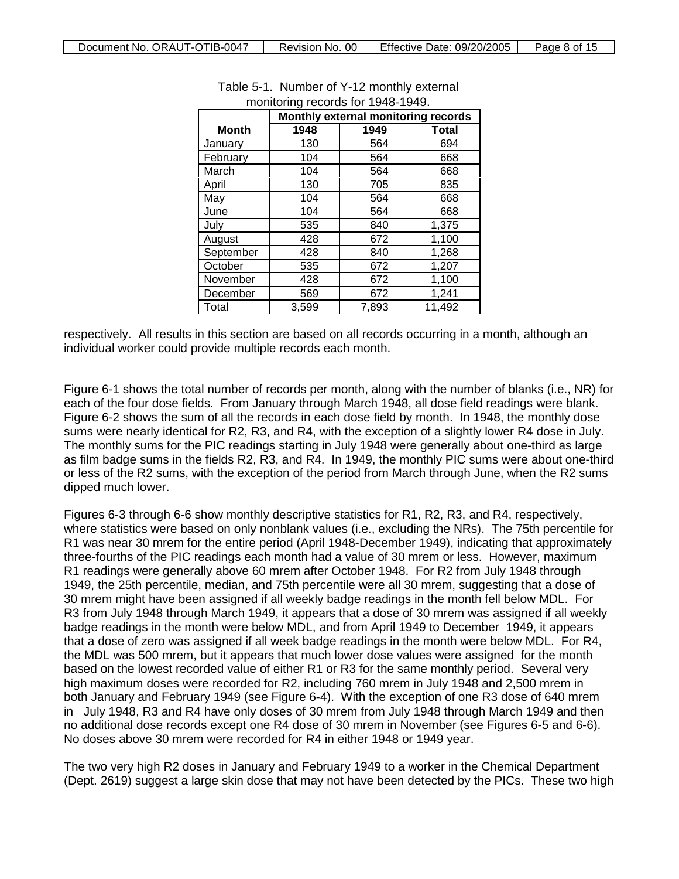Table 5-1. Number of Y-12 monthly external monitoring records for 1948-1949.

| Month | Monthly external monitoring records | | |
|---|---|---|---|
| | 1948 | 1949 | Total |
| January | 130 | 564 | 694 |
| February | 104 | 564 | 668 |
| March | 104 | 564 | 668 |
| April | 130 | 705 | 835 |
| May | 104 | 564 | 668 |
| June | 104 | 564 | 668 |
| July | 535 | 840 | 1,375 |
| August | 428 | 672 | 1,100 |
| September | 428 | 840 | 1,268 |
| October | 535 | 672 | 1,207 |
| November | 428 | 672 | 1,100 |
| December | 569 | 672 | 1,241 |
| Total | 3,599 | 7,893 | 11,492 |

respectively. All results in this section are based on all records occurring in a month, although an individual worker could provide multiple records each month.

Figure 6-1 shows the total number of records per month, along with the number of blanks (i.e., NR) for each of the four dose fields. From January through March 1948, all dose field readings were blank. Figure 6-2 shows the sum of all the records in each dose field by month. In 1948, the monthly dose sums were nearly identical for R2, R3, and R4, with the exception of a slightly lower R4 dose in July. The monthly sums for the PIC readings starting in July 1948 were generally about one-third as large as film badge sums in the fields R2, R3, and R4. In 1949, the monthly PIC sums were about one-third or less of the R2 sums, with the exception of the period from March through June, when the R2 sums dipped much lower.

Figures 6-3 through 6-6 show monthly descriptive statistics for R1, R2, R3, and R4, respectively, where statistics were based on only nonblank values (i.e., excluding the NRs). The 75th percentile for R1 was near 30 mrem for the entire period (April 1948-December 1949), indicating that approximately three-fourths of the PIC readings each month had a value of 30 mrem or less. However, maximum R1 readings were generally above 60 mrem after October 1948. For R2 from July 1948 through 1949, the 25th percentile, median, and 75th percentile were all 30 mrem, suggesting that a dose of 30 mrem might have been assigned if all weekly badge readings in the month fell below MDL. For R3 from July 1948 through March 1949, it appears that a dose of 30 mrem was assigned if all weekly badge readings in the month were below MDL, and from April 1949 to December 1949, it appears that a dose of zero was assigned if all week badge readings in the month were below MDL. For R4, the MDL was 500 mrem, but it appears that much lower dose values were assigned for the month based on the lowest recorded value of either R1 or R3 for the same monthly period. Several very high maximum doses were recorded for R2, including 760 mrem in July 1948 and 2,500 mrem in both January and February 1949 (see Figure 6-4). With the exception of one R3 dose of 640 mrem in July 1948, R3 and R4 have only doses of 30 mrem from July 1948 through March 1949 and then no additional dose records except one R4 dose of 30 mrem in November (see Figures 6-5 and 6-6). No doses above 30 mrem were recorded for R4 in either 1948 or 1949 year.

The two very high R2 doses in January and February 1949 to a worker in the Chemical Department (Dept. 2619) suggest a large skin dose that may not have been detected by the PICs. These two high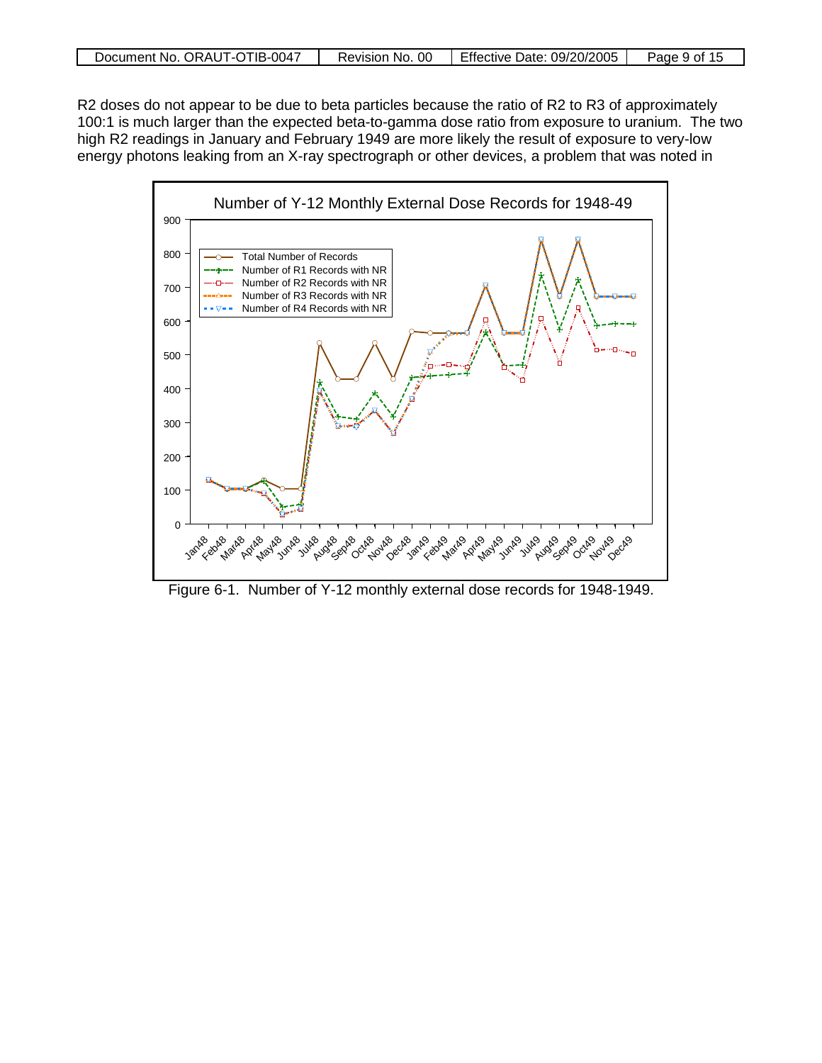R2 doses do not appear to be due to beta particles because the ratio of R2 to R3 of approximately 100:1 is much larger than the expected beta-to-gamma dose ratio from exposure to uranium. The two high R2 readings in January and February 1949 are more likely the result of exposure to very-low energy photons leaking from an X-ray spectrograph or other devices, a problem that was noted in

Figure 6-1. Number of Y-12 monthly external dose records for 1948-1949.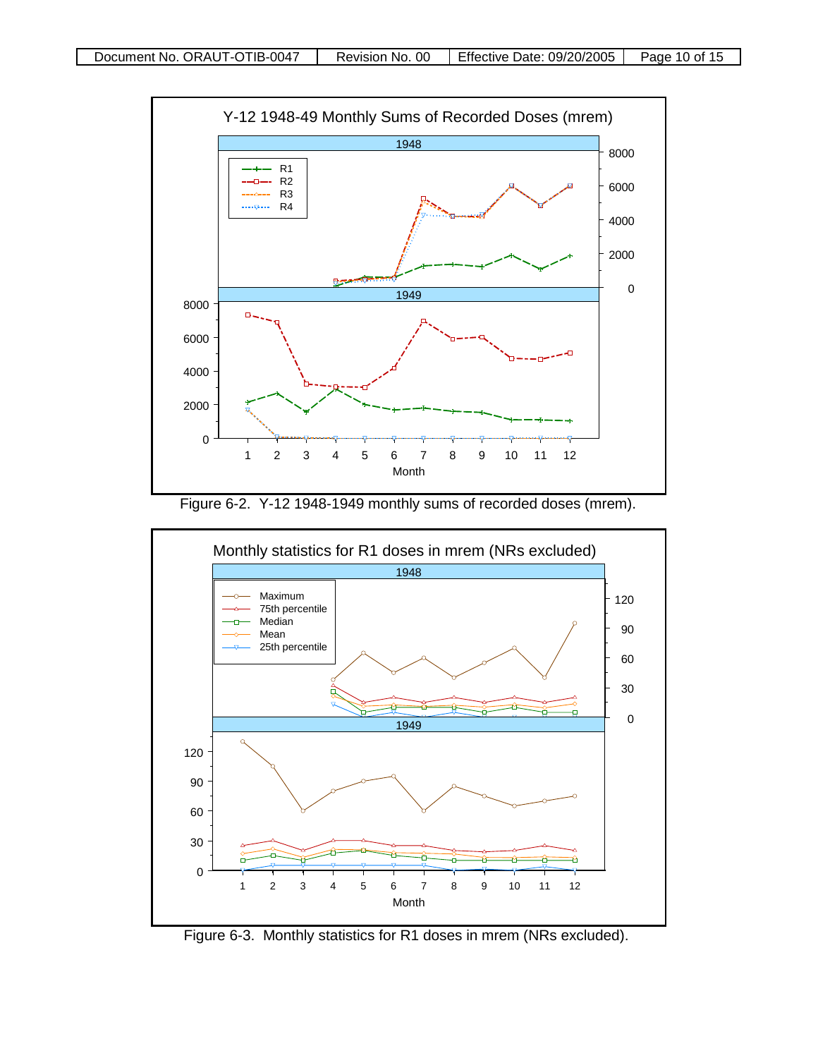Figure 6-2. Y-12 1948-1949 monthly sums of recorded doses (mrem).

Figure 6-3. Monthly statistics for R1 doses in mrem (NRs excluded).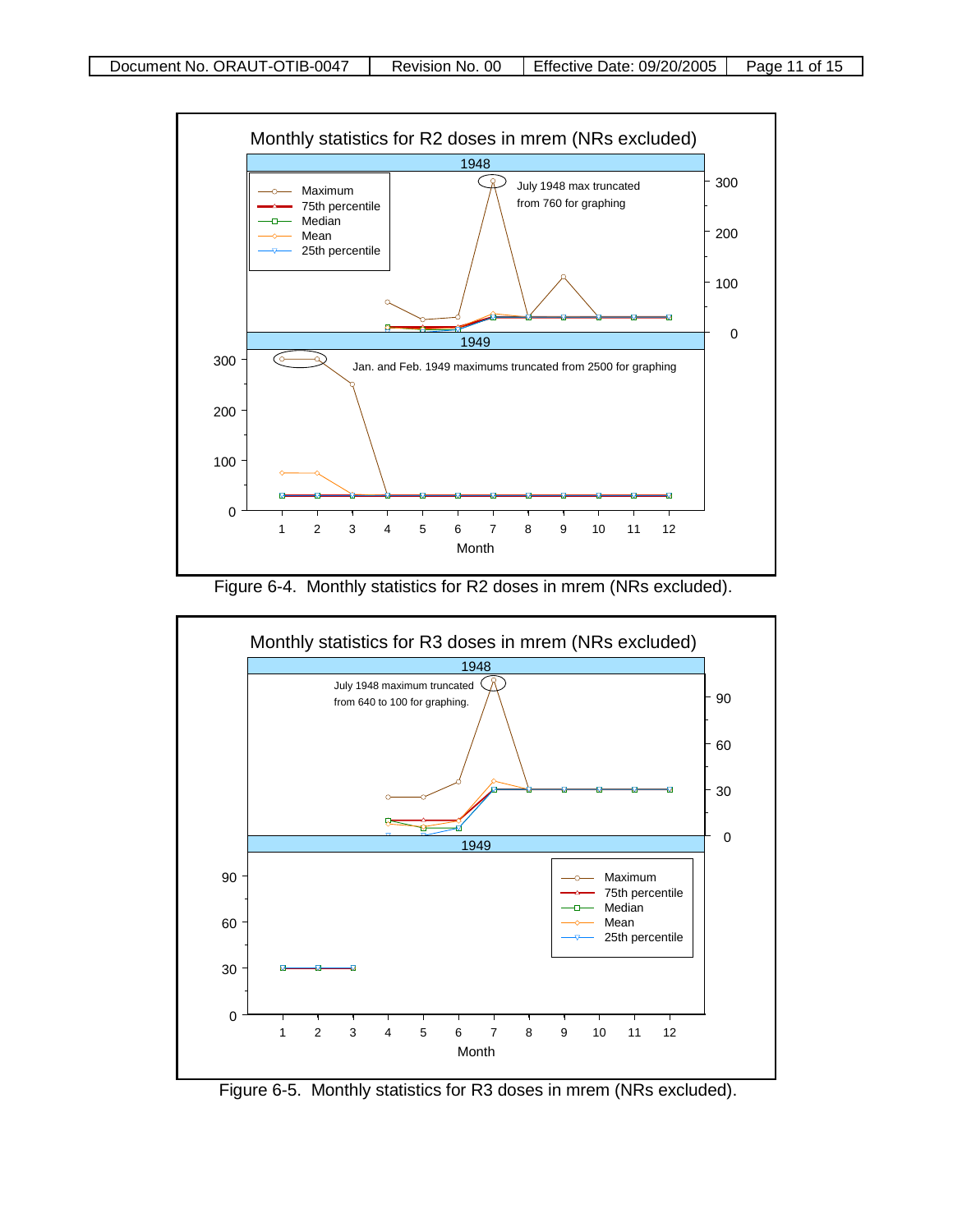Figure 6-4. Monthly statistics for R2 doses in mrem (NRs excluded).

Figure 6-5. Monthly statistics for R3 doses in mrem (NRs excluded).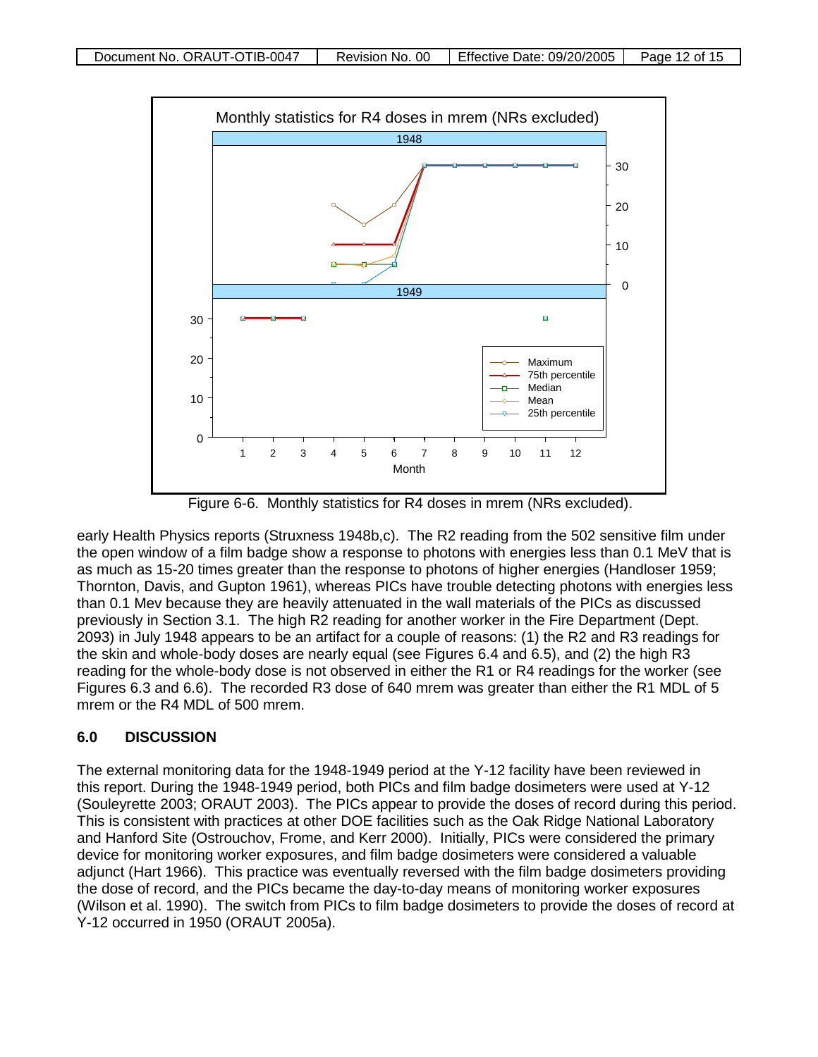Figure 6-6. Monthly statistics for R4 doses in mrem (NRs excluded).

early Health Physics reports (Struxness 1948b,c). The R2 reading from the 502 sensitive film under the open window of a film badge show a response to photons with energies less than 0.1 MeV that is as much as 15-20 times greater than the response to photons of higher energies (Handloser 1959; Thornton, Davis, and Gupton 1961), whereas PICs have trouble detecting photons with energies less than 0.1 Mev because they are heavily attenuated in the wall materials of the PICs as discussed previously in Section 3.1. The high R2 reading for another worker in the Fire Department (Dept. 2093) in July 1948 appears to be an artifact for a couple of reasons: (1) the R2 and R3 readings for the skin and whole-body doses are nearly equal (see Figures 6.4 and 6.5), and (2) the high R3 reading for the whole-body dose is not observed in either the R1 or R4 readings for the worker (see Figures 6.3 and 6.6). The recorded R3 dose of 640 mrem was greater than either the R1 MDL of 5 mrem or the R4 MDL of 500 mrem.

## 6.0 DISCUSSION

The external monitoring data for the 1948-1949 period at the Y-12 facility have been reviewed in this report. During the 1948-1949 period, both PICs and film badge dosimeters were used at Y-12 (Souleyrette 2003; ORAUT 2003). The PICs appear to provide the doses of record during this period. This is consistent with practices at other DOE facilities such as the Oak Ridge National Laboratory and Hanford Site (Ostrouchov, Frome, and Kerr 2000). Initially, PICs were considered the primary device for monitoring worker exposures, and film badge dosimeters were considered a valuable adjunct (Hart 1966). This practice was eventually reversed with the film badge dosimeters providing the dose of record, and the PICs became the day-to-day means of monitoring worker exposures (Wilson et al. 1990). The switch from PICs to film badge dosimeters to provide the doses of record at Y-12 occurred in 1950 (ORAUT 2005a).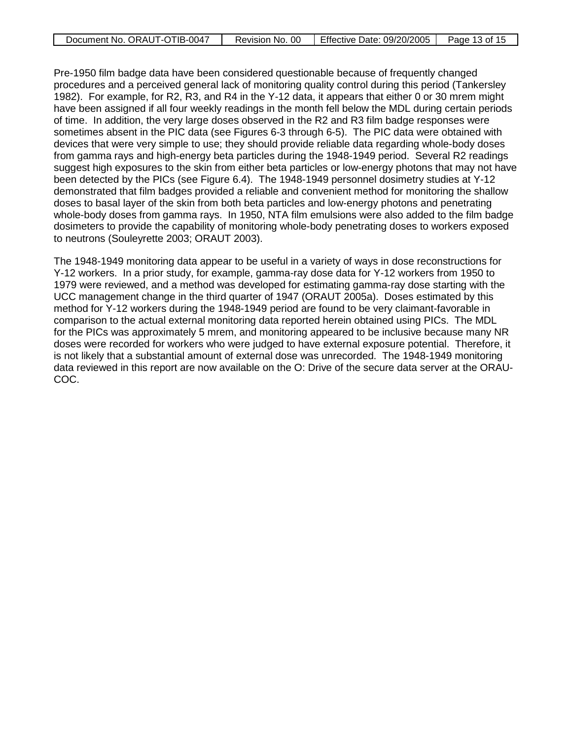Pre-1950 film badge data have been considered questionable because of frequently changed procedures and a perceived general lack of monitoring quality control during this period (Tankersley 1982). For example, for R2, R3, and R4 in the Y-12 data, it appears that either 0 or 30 mrem might have been assigned if all four weekly readings in the month fell below the MDL during certain periods of time. In addition, the very large doses observed in the R2 and R3 film badge responses were sometimes absent in the PIC data (see Figures 6-3 through 6-5). The PIC data were obtained with devices that were very simple to use; they should provide reliable data regarding whole-body doses from gamma rays and high-energy beta particles during the 1948-1949 period. Several R2 readings suggest high exposures to the skin from either beta particles or low-energy photons that may not have been detected by the PICs (see Figure 6.4). The 1948-1949 personnel dosimetry studies at Y-12 demonstrated that film badges provided a reliable and convenient method for monitoring the shallow doses to basal layer of the skin from both beta particles and low-energy photons and penetrating whole-body doses from gamma rays. In 1950, NTA film emulsions were also added to the film badge dosimeters to provide the capability of monitoring whole-body penetrating doses to workers exposed to neutrons (Souleyrette 2003; ORAUT 2003).

The 1948-1949 monitoring data appear to be useful in a variety of ways in dose reconstructions for Y-12 workers. In a prior study, for example, gamma-ray dose data for Y-12 workers from 1950 to 1979 were reviewed, and a method was developed for estimating gamma-ray dose starting with the UCC management change in the third quarter of 1947 (ORAUT 2005a). Doses estimated by this method for Y-12 workers during the 1948-1949 period are found to be very claimant-favorable in comparison to the actual external monitoring data reported herein obtained using PICs. The MDL for the PICs was approximately 5 mrem, and monitoring appeared to be inclusive because many NR doses were recorded for workers who were judged to have external exposure potential. Therefore, it is not likely that a substantial amount of external dose was unrecorded. The 1948-1949 monitoring data reviewed in this report are now available on the O: Drive of the secure data server at the ORAU-COC.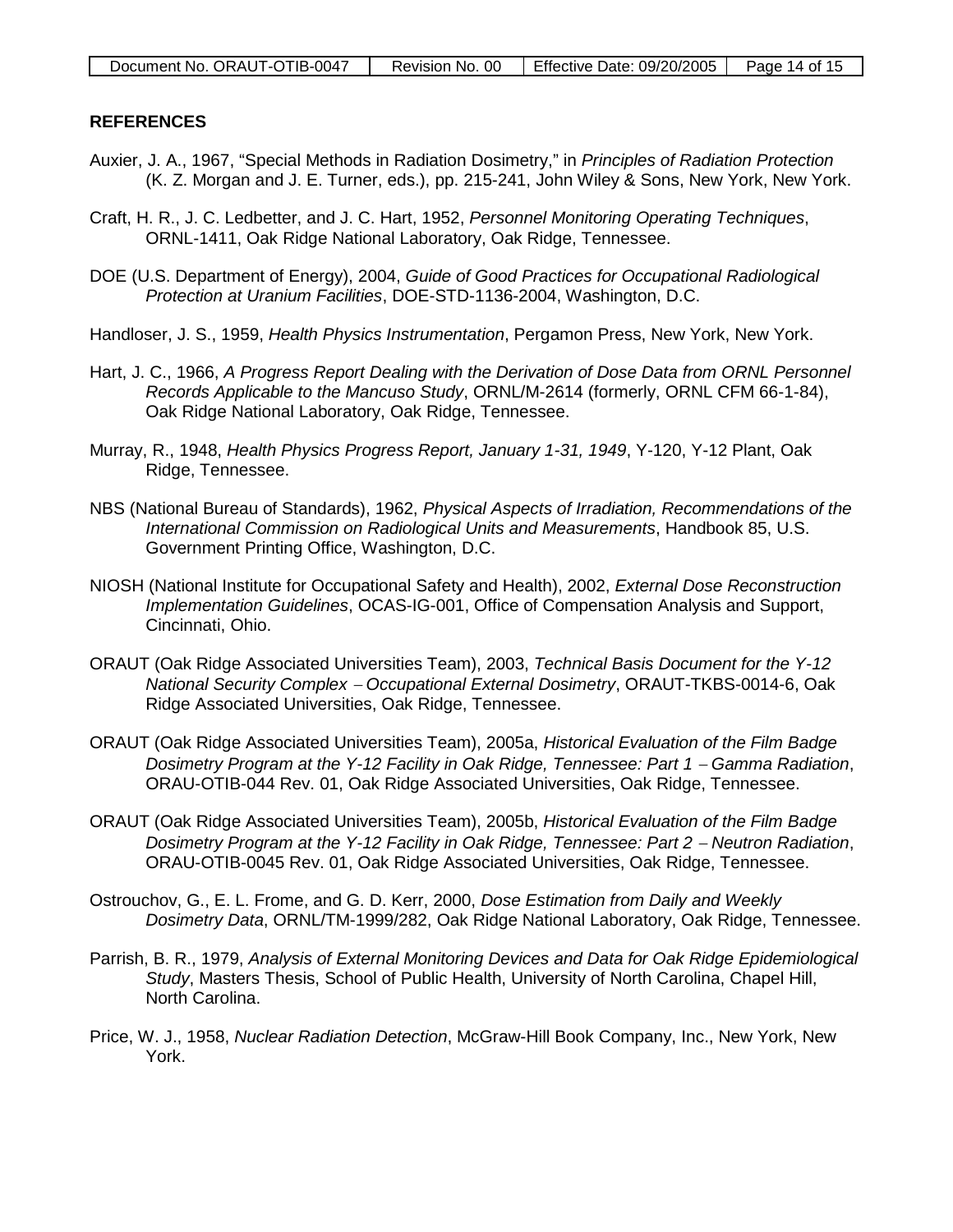## REFERENCES

Auxier, J. A., 1967, "Special Methods in Radiation Dosimetry," in *Principles of Radiation Protection* (K. Z. Morgan and J. E. Turner, eds.), pp. 215-241, John Wiley & Sons, New York, New York.

Craft, H. R., J. C. Ledbetter, and J. C. Hart, 1952, *Personnel Monitoring Operating Techniques*, ORNL-1411, Oak Ridge National Laboratory, Oak Ridge, Tennessee.

DOE (U.S. Department of Energy), 2004, *Guide of Good Practices for Occupational Radiological Protection at Uranium Facilities*, DOE-STD-1136-2004, Washington, D.C.

Handloser, J. S., 1959, *Health Physics Instrumentation*, Pergamon Press, New York, New York.

Hart, J. C., 1966, *A Progress Report Dealing with the Derivation of Dose Data from ORNL Personnel Records Applicable to the Mancuso Study*, ORNL/M-2614 (formerly, ORNL CFM 66-1-84), Oak Ridge National Laboratory, Oak Ridge, Tennessee.

Murray, R., 1948, *Health Physics Progress Report, January 1-31, 1949*, Y-120, Y-12 Plant, Oak Ridge, Tennessee.

NBS (National Bureau of Standards), 1962, *Physical Aspects of Irradiation, Recommendations of the International Commission on Radiological Units and Measurements*, Handbook 85, U.S. Government Printing Office, Washington, D.C.

NIOSH (National Institute for Occupational Safety and Health), 2002, *External Dose Reconstruction Implementation Guidelines*, OCAS-IG-001, Office of Compensation Analysis and Support, Cincinnati, Ohio.

ORAUT (Oak Ridge Associated Universities Team), 2003, *Technical Basis Document for the Y-12 National Security Complex – Occupational External Dosimetry*, ORAUT-TKBS-0014-6, Oak Ridge Associated Universities, Oak Ridge, Tennessee.

ORAUT (Oak Ridge Associated Universities Team), 2005a, *Historical Evaluation of the Film Badge Dosimetry Program at the Y-12 Facility in Oak Ridge, Tennessee: Part 1 – Gamma Radiation*, ORAU-OTIB-044 Rev. 01, Oak Ridge Associated Universities, Oak Ridge, Tennessee.

ORAUT (Oak Ridge Associated Universities Team), 2005b, *Historical Evaluation of the Film Badge Dosimetry Program at the Y-12 Facility in Oak Ridge, Tennessee: Part 2 – Neutron Radiation*, ORAU-OTIB-0045 Rev. 01, Oak Ridge Associated Universities, Oak Ridge, Tennessee.

Ostrouchov, G., E. L. Frome, and G. D. Kerr, 2000, *Dose Estimation from Daily and Weekly Dosimetry Data*, ORNL/TM-1999/282, Oak Ridge National Laboratory, Oak Ridge, Tennessee.

Parrish, B. R., 1979, *Analysis of External Monitoring Devices and Data for Oak Ridge Epidemiological Study*, Masters Thesis, School of Public Health, University of North Carolina, Chapel Hill, North Carolina.

Price, W. J., 1958, *Nuclear Radiation Detection*, McGraw-Hill Book Company, Inc., New York, New York.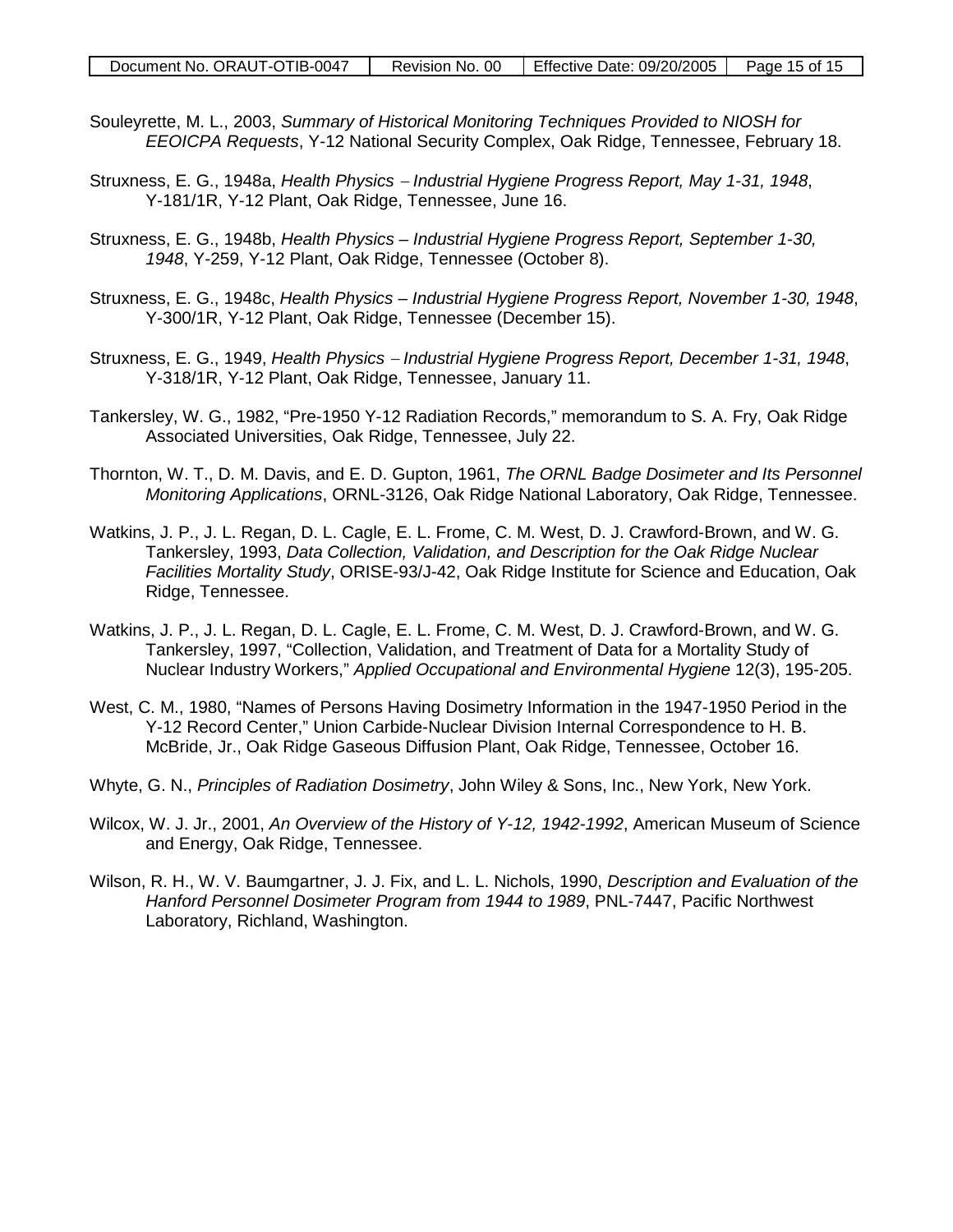Souleyrette, M. L., 2003, *Summary of Historical Monitoring Techniques Provided to NIOSH for EEOICPA Requests*, Y-12 National Security Complex, Oak Ridge, Tennessee, February 18.

Struxness, E. G., 1948a, *Health Physics – Industrial Hygiene Progress Report, May 1-31, 1948*, Y-181/1R, Y-12 Plant, Oak Ridge, Tennessee, June 16.

Struxness, E. G., 1948b, *Health Physics – Industrial Hygiene Progress Report, September 1-30, 1948*, Y-259, Y-12 Plant, Oak Ridge, Tennessee (October 8).

Struxness, E. G., 1948c, *Health Physics – Industrial Hygiene Progress Report, November 1-30, 1948*, Y-300/1R, Y-12 Plant, Oak Ridge, Tennessee (December 15).

Struxness, E. G., 1949, *Health Physics – Industrial Hygiene Progress Report, December 1-31, 1948*, Y-318/1R, Y-12 Plant, Oak Ridge, Tennessee, January 11.

Tankersley, W. G., 1982, "Pre-1950 Y-12 Radiation Records," memorandum to S. A. Fry, Oak Ridge Associated Universities, Oak Ridge, Tennessee, July 22.

Thornton, W. T., D. M. Davis, and E. D. Gupton, 1961, *The ORNL Badge Dosimeter and Its Personnel Monitoring Applications*, ORNL-3126, Oak Ridge National Laboratory, Oak Ridge, Tennessee.

Watkins, J. P., J. L. Regan, D. L. Cagle, E. L. Frome, C. M. West, D. J. Crawford-Brown, and W. G. Tankersley, 1993, *Data Collection, Validation, and Description for the Oak Ridge Nuclear Facilities Mortality Study*, ORISE-93/J-42, Oak Ridge Institute for Science and Education, Oak Ridge, Tennessee.

Watkins, J. P., J. L. Regan, D. L. Cagle, E. L. Frome, C. M. West, D. J. Crawford-Brown, and W. G. Tankersley, 1997, "Collection, Validation, and Treatment of Data for a Mortality Study of Nuclear Industry Workers," *Applied Occupational and Environmental Hygiene* 12(3), 195-205.

West, C. M., 1980, "Names of Persons Having Dosimetry Information in the 1947-1950 Period in the Y-12 Record Center," Union Carbide-Nuclear Division Internal Correspondence to H. B. McBride, Jr., Oak Ridge Gaseous Diffusion Plant, Oak Ridge, Tennessee, October 16.

Whyte, G. N., *Principles of Radiation Dosimetry*, John Wiley & Sons, Inc., New York, New York.

Wilcox, W. J. Jr., 2001, *An Overview of the History of Y-12, 1942-1992*, American Museum of Science and Energy, Oak Ridge, Tennessee.

Wilson, R. H., W. V. Baumgartner, J. J. Fix, and L. L. Nichols, 1990, *Description and Evaluation of the Hanford Personnel Dosimeter Program from 1944 to 1989*, PNL-7447, Pacific Northwest Laboratory, Richland, Washington.